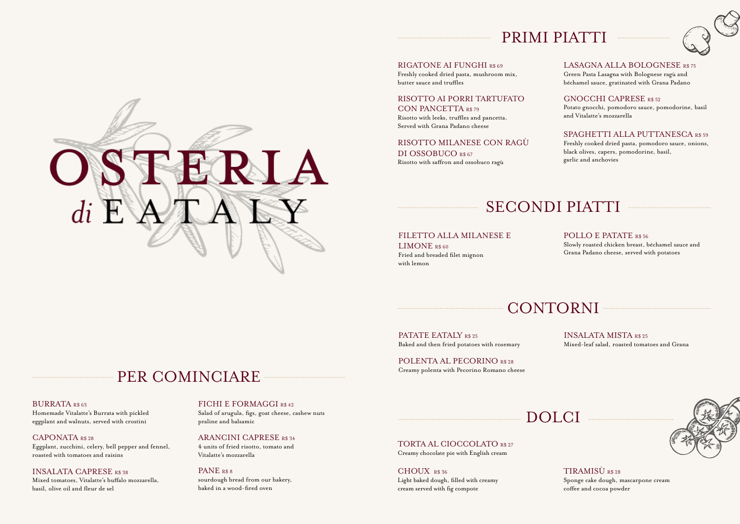# OSTERIA *di* EATALY

## PER COMINCIARE

**BURRATA** R$ 63
Homemade Vitalatte's Burrata with pickled eggplant and walnuts, served with crostini

**CAPONATA** R$ 28
Eggplant, zucchini, celery, bell pepper and fennel, roasted with tomatoes and raisins

**INSALATA CAPRESE** R$ 38
Mixed tomatoes, Vitalatte's buffalo mozzarella, basil, olive oil and fleur de sel

**FICHI E FORMAGGI** R$ 42
Salad of arugula, figs, goat cheese, cashew nuts praline and balsamic

**ARANCINI CAPRESE** R$ 34
4 units of fried risotto, tomato and Vitalatte's mozzarella

**PANE** R$ 8
sourdough bread from our bakery, baked in a wood-fired oven

## PRIMI PIATTI

**RIGATONE AI FUNGHI** R$ 69
Freshly cooked dried pasta, mushroom mix, butter sauce and truffles

**RISOTTO AI PORRI TARTUFATO CON PANCETTA** R$ 79
Risotto with leeks, truffles and pancetta. Served with Grana Padano cheese

**RISOTTO MILANESE CON RAGÙ DI OSSOBUCO** R$ 67
Risotto with saffron and ossobuco ragù

**LASAGNA ALLA BOLOGNESE** R$ 75
Green Pasta Lasagna with Bolognese ragù and béchamel sauce, gratinated with Grana Padano

**GNOCCHI CAPRESE** R$ 52
Potato gnocchi, pomodoro sauce, pomodorine, basil and Vitalatte's mozzarella

**SPAGHETTI ALLA PUTTANESCA** R$ 59
Freshly cooked dried pasta, pomodoro sauce, onions, black olives, capers, pomodorine, basil, garlic and anchovies

## SECONDI PIATTI

**FILETTO ALLA MILANESE E LIMONE** R$ 60
Fried and breaded filet mignon with lemon

**POLLO E PATATE** R$ 56
Slowly roasted chicken breast, béchamel sauce and Grana Padano cheese, served with potatoes

## CONTORNI

**PATATE EATALY** R$ 25
Baked and then fried potatoes with rosemary

**POLENTA AL PECORINO** R$ 28
Creamy polenta with Pecorino Romano cheese

**INSALATA MISTA** R$ 25
Mixed-leaf salad, roasted tomatoes and Grana

## DOLCI

**TORTA AL CIOCCOLATO** R$ 27
Creamy chocolate pie with English cream

**CHOUX** R$ 36
Light baked dough, filled with creamy cream served with fig compote

**TIRAMISÙ** R$ 28
Sponge cake dough, mascarpone cream coffee and cocoa powder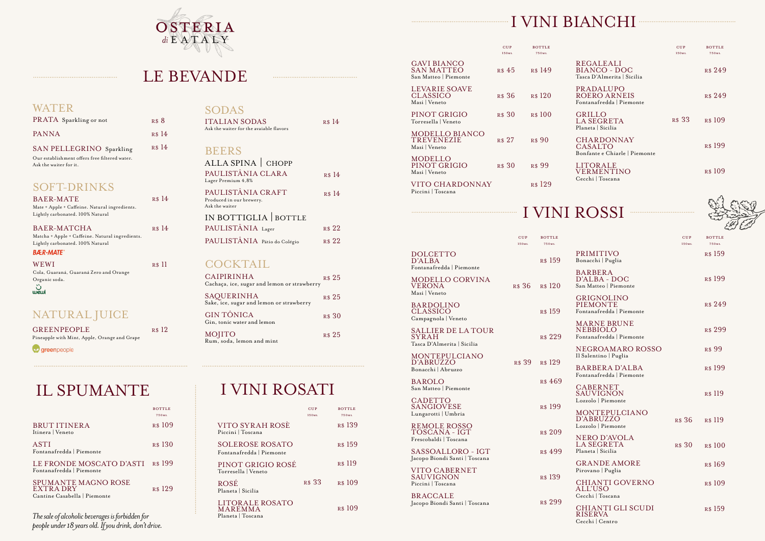# OSTERIA di EATALY

## LE BEVANDE

### WATER

| | |
|---|---|
| PRATA Sparkling or not | R$ 8 |
| PANNA | R$ 14 |
| SAN PELLEGRINO Sparkling | R$ 14 |

Our establishment offers free filtered water. Ask the waiter for it.

### SOFT-DRINKS

| | |
|---|---|
| BAER-MATE<br>Mate + Apple + Caffeine. Natural ingredients. Lightly carbonated. 100% Natural | R$ 14 |
| BAER-MATCHA<br>Matcha + Apple + Caffeine. Natural ingredients. Lightly carbonated. 100% Natural | R$ 14 |
| WEWI<br>Cola, Guaraná, Guaraná Zero and Orange Organic soda. | R$ 11 |

### NATURAL JUICE

| | |
|---|---|
| GREENPEOPLE<br>Pineapple with Mint, Apple, Orange and Grape | R$ 12 |

### SODAS

| | |
|---|---|
| ITALIAN SODAS<br>Ask the waiter for the avaiable flavors | R$ 14 |

### BEERS

**ALLA SPINA | CHOPP**

| | |
|---|---|
| PAULISTÂNIA CLARA<br>Lager Premium 4,8% | R$ 14 |
| PAULISTÂNIA CRAFT<br>Produced in our brewery. Ask the waiter | R$ 14 |

**IN BOTTIGLIA | BOTTLE**

| | |
|---|---|
| PAULISTÂNIA Lager | R$ 22 |
| PAULISTÂNIA Pátio do Colégio | R$ 22 |

### COCKTAIL

| | |
|---|---|
| CAIPIRINHA<br>Cachaça, ice, sugar and lemon or strawberry | R$ 25 |
| SAQUERINHA<br>Sake, ice, sugar and lemon or strawberry | R$ 25 |
| GIN TÔNICA<br>Gin, tonic water and lemon | R$ 30 |
| MOJITO<br>Rum, soda, lemon and mint | R$ 25 |

## IL SPUMANTE

| | BOTTLE 750ML |
|---|---|
| BRUT ITINERA<br>Itinera \| Veneto | R$ 109 |
| ASTI<br>Fontanafredda \| Piemonte | R$ 130 |
| LE FRONDE MOSCATO D'ASTI<br>Fontanafredda \| Piemonte | R$ 199 |
| SPUMANTE MAGNO ROSE EXTRA DRY<br>Cantine Casabella \| Piemonte | R$ 129 |

*The sale of alcoholic beverages is forbidden for people under 18 years old. If you drink, don't drive.*

## I VINI ROSATI

| | CUP 150ML | BOTTLE 750ML |
|---|---|---|
| VITO SYRAH ROSÈ<br>Piccini \| Toscana | | R$ 139 |
| SOLEROSE ROSATO<br>Fontanafredda \| Piemonte | | R$ 159 |
| PINOT GRIGIO ROSÉ<br>Torresella \| Veneto | | R$ 119 |
| ROSÉ<br>Planeta \| Sicilia | R$ 33 | R$ 109 |
| LITORALE ROSATO MAREMMA<br>Planeta \| Toscana | | R$ 109 |

## I VINI BIANCHI

| | CUP 150ML | BOTTLE 750ML |
|---|---|---|
| GAVI BIANCO SAN MATTEO<br>San Matteo \| Piemonte | R$ 45 | R$ 149 |
| LEVARIE SOAVE CLASSICO<br>Masi \| Veneto | R$ 36 | R$ 120 |
| PINOT GRIGIO<br>Torresella \| Veneto | R$ 30 | R$ 100 |
| MODELLO BIANCO TREVENEZIE<br>Masi \| Veneto | R$ 27 | R$ 90 |
| MODELLO PINOT GRIGIO<br>Masi \| Veneto | R$ 30 | R$ 99 |
| VITO CHARDONNAY<br>Piccini \| Toscana | | R$ 129 |
| REGALEALI BIANCO - DOC<br>Tasca D'Almerita \| Sicilia | | R$ 249 |
| PRADALUPO ROERO ARNEIS<br>Fontanafredda \| Piemonte | | R$ 249 |
| GRILLO LA SEGRETA<br>Planeta \| Sicilia | R$ 33 | R$ 109 |
| CHARDONNAY CASALTO<br>Bonfante e Chiarle \| Piemonte | | R$ 199 |
| LITORALE VERMENTINO<br>Cecchi \| Toscana | | R$ 109 |

## I VINI ROSSI

| | CUP 150ML | BOTTLE 750ML |
|---|---|---|
| DOLCETTO D'ALBA<br>Fontanafredda \| Piemonte | | R$ 159 |
| MODELLO CORVINA VERONA<br>Masi \| Veneto | R$ 36 | R$ 120 |
| BARDOLINO CLASSICO<br>Campagnola \| Veneto | | R$ 159 |
| SALLIER DE LA TOUR SYRAH<br>Tasca D'Almerita \| Sicilia | | R$ 229 |
| MONTEPULCIANO D'ABRUZZO<br>Bonacchi \| Abruzzo | R$ 39 | R$ 129 |
| BAROLO<br>San Matteo \| Piemonte | | R$ 469 |
| CADETTO SANGIOVESE<br>Lungarotti \| Umbria | | R$ 199 |
| REMOLE ROSSO TOSCANA - IGT<br>Frescobaldi \| Toscana | | R$ 209 |
| SASSOALLORO - IGT<br>Jacopo Biondi Santi \| Toscana | | R$ 499 |
| VITO CABERNET SAUVIGNON<br>Piccini \| Toscana | | R$ 139 |
| BRACCALE<br>Jacopo Biondi Santi \| Toscana | | R$ 299 |
| PRIMITIVO<br>Bonacchi \| Puglia | | R$ 159 |
| BARBERA D'ALBA - DOC<br>San Matteo \| Piemonte | | R$ 199 |
| GRIGNOLINO PIEMONTE<br>Fontanafredda \| Piemonte | | R$ 249 |
| MARNE BRUNE NEBBIOLO<br>Fontanafredda \| Piemonte | | R$ 299 |
| NEGROAMARO ROSSO<br>Il Salentino \| Puglia | | R$ 99 |
| BARBERA D'ALBA<br>Fontanafredda \| Piemonte | | R$ 199 |
| CABERNET SAUVIGNON<br>Lozzolo \| Piemonte | | R$ 119 |
| MONTEPULCIANO D'ABRUZZO<br>Lozzolo \| Piemonte | R$ 36 | R$ 119 |
| NERO D'AVOLA LA SEGRETA<br>Planeta \| Sicilia | R$ 30 | R$ 100 |
| GRANDE AMORE<br>Pirovano \| Puglia | | R$ 169 |
| CHIANTI GOVERNO ALL'USO<br>Cecchi \| Toscana | | R$ 109 |
| CHIANTI GLI SCUDI RISERVA<br>Cecchi \| Centro | | R$ 159 |